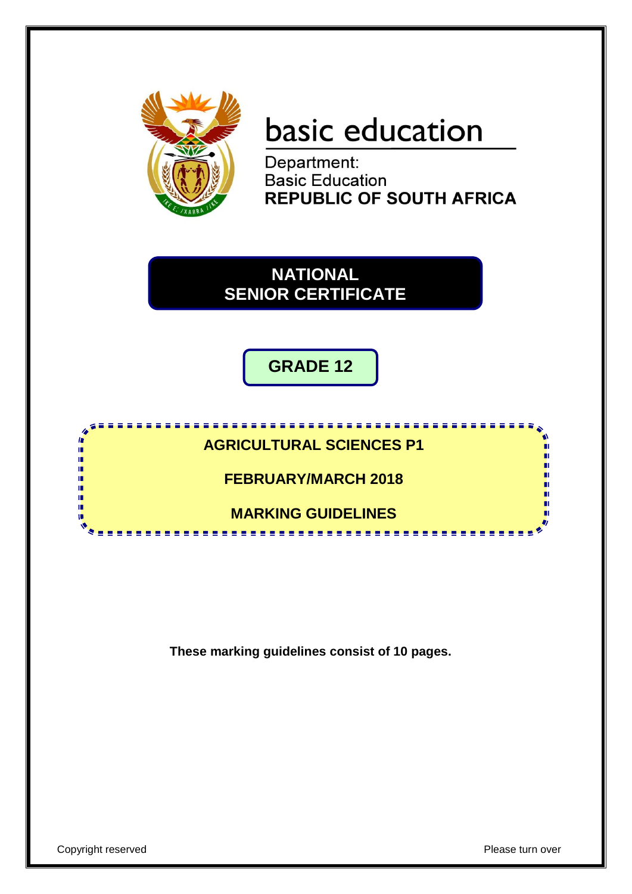basic education

Department:
Basic Education
**REPUBLIC OF SOUTH AFRICA**

# NATIONAL SENIOR CERTIFICATE

## GRADE 12

## AGRICULTURAL SCIENCES P1

## FEBRUARY/MARCH 2018

## MARKING GUIDELINES

**These marking guidelines consist of 10 pages.**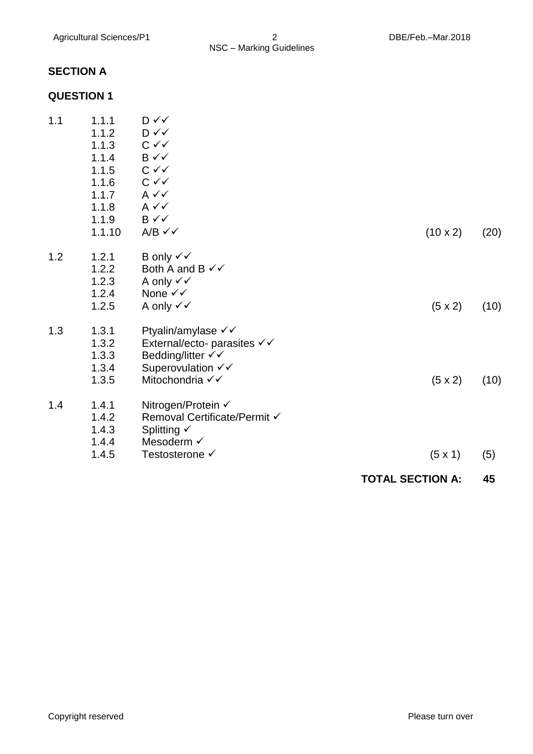## SECTION A

## QUESTION 1

| | | | | |
|---|---|---|---|---|
| 1.1 | 1.1.1 | D ✓✓ | | |
| | 1.1.2 | D ✓✓ | | |
| | 1.1.3 | C ✓✓ | | |
| | 1.1.4 | B ✓✓ | | |
| | 1.1.5 | C ✓✓ | | |
| | 1.1.6 | C ✓✓ | | |
| | 1.1.7 | A ✓✓ | | |
| | 1.1.8 | A ✓✓ | | |
| | 1.1.9 | B ✓✓ | | |
| | 1.1.10 | A/B ✓✓ | (10 x 2) | (20) |
| 1.2 | 1.2.1 | B only ✓✓ | | |
| | 1.2.2 | Both A and B ✓✓ | | |
| | 1.2.3 | A only ✓✓ | | |
| | 1.2.4 | None ✓✓ | | |
| | 1.2.5 | A only ✓✓ | (5 x 2) | (10) |
| 1.3 | 1.3.1 | Ptyalin/amylase ✓✓ | | |
| | 1.3.2 | External/ecto- parasites ✓✓ | | |
| | 1.3.3 | Bedding/litter ✓✓ | | |
| | 1.3.4 | Superovulation ✓✓ | | |
| | 1.3.5 | Mitochondria ✓✓ | (5 x 2) | (10) |
| 1.4 | 1.4.1 | Nitrogen/Protein ✓ | | |
| | 1.4.2 | Removal Certificate/Permit ✓ | | |
| | 1.4.3 | Splitting ✓ | | |
| | 1.4.4 | Mesoderm ✓ | | |
| | 1.4.5 | Testosterone ✓ | (5 x 1) | (5) |

**TOTAL SECTION A: 45**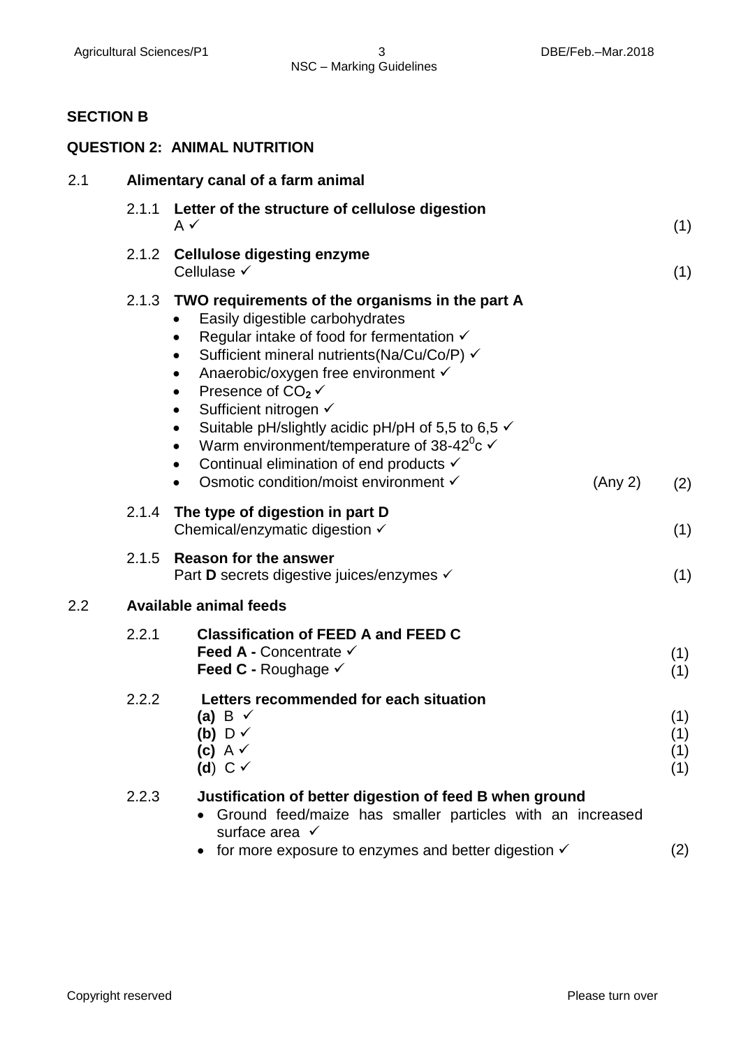## SECTION B

### QUESTION 2: ANIMAL NUTRITION

**2.1 Alimentary canal of a farm animal**

**2.1.1 Letter of the structure of cellulose digestion**
A ✓ (1)

**2.1.2 Cellulose digesting enzyme**
Cellulase ✓ (1)

**2.1.3 TWO requirements of the organisms in the part A**

- Easily digestible carbohydrates
- Regular intake of food for fermentation ✓
- Sufficient mineral nutrients(Na/Cu/Co/P) ✓
- Anaerobic/oxygen free environment ✓
- Presence of $CO_2$ ✓
- Sufficient nitrogen ✓
- Suitable pH/slightly acidic pH/pH of 5,5 to 6,5 ✓
- Warm environment/temperature of 38-42$^0$c ✓
- Continual elimination of end products ✓
- Osmotic condition/moist environment ✓ (Any 2) (2)

**2.1.4 The type of digestion in part D**
Chemical/enzymatic digestion ✓ (1)

**2.1.5 Reason for the answer**
Part **D** secrets digestive juices/enzymes ✓ (1)

**2.2 Available animal feeds**

**2.2.1 Classification of FEED A and FEED C**
**Feed A -** Concentrate ✓ (1)
**Feed C -** Roughage ✓ (1)

**2.2.2 Letters recommended for each situation**
**(a)** B ✓ (1)
**(b)** D ✓ (1)
**(c)** A ✓ (1)
**(d)** C ✓ (1)

**2.2.3 Justification of better digestion of feed B when ground**

- Ground feed/maize has smaller particles with an increased surface area ✓
- for more exposure to enzymes and better digestion ✓ (2)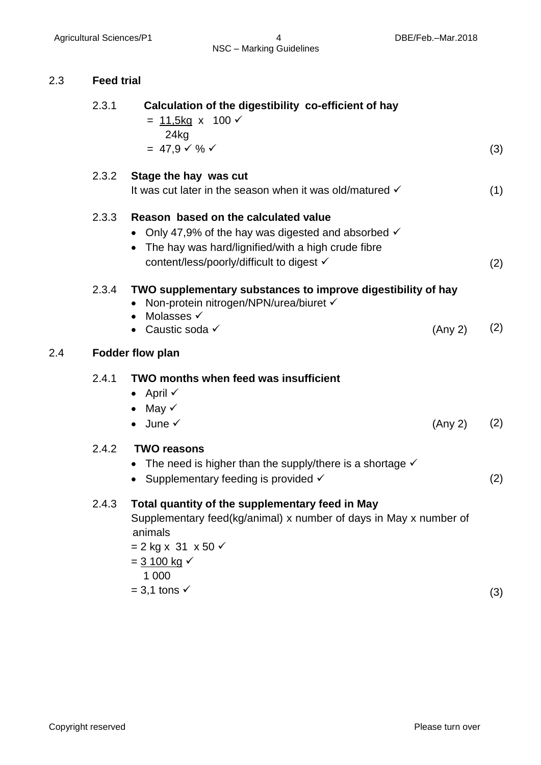## 2.3 Feed trial

### 2.3.1 Calculation of the digestibility co-efficient of hay

$$= \frac{11{,}5\text{kg}}{24\text{kg}} \times 100 \checkmark$$

$= 47{,}9 \checkmark \% \checkmark$ (3)

### 2.3.2 Stage the hay was cut

It was cut later in the season when it was old/matured ✓ (1)

### 2.3.3 Reason based on the calculated value

- Only 47,9% of the hay was digested and absorbed ✓
- The hay was hard/lignified/with a high crude fibre content/less/poorly/difficult to digest ✓ (2)

### 2.3.4 TWO supplementary substances to improve digestibility of hay

- Non-protein nitrogen/NPN/urea/biuret ✓
- Molasses ✓
- Caustic soda ✓ (Any 2) (2)

## 2.4 Fodder flow plan

### 2.4.1 TWO months when feed was insufficient

- April ✓
- May ✓
- June ✓ (Any 2) (2)

### 2.4.2 TWO reasons

- The need is higher than the supply/there is a shortage ✓
- Supplementary feeding is provided ✓ (2)

### 2.4.3 Total quantity of the supplementary feed in May

Supplementary feed(kg/animal) x number of days in May x number of animals

$= 2 \text{ kg} \times 31 \times 50 \checkmark$

$$= \frac{3\,100 \text{ kg}}{1\,000} \checkmark$$

$= 3{,}1 \text{ tons} \checkmark$ (3)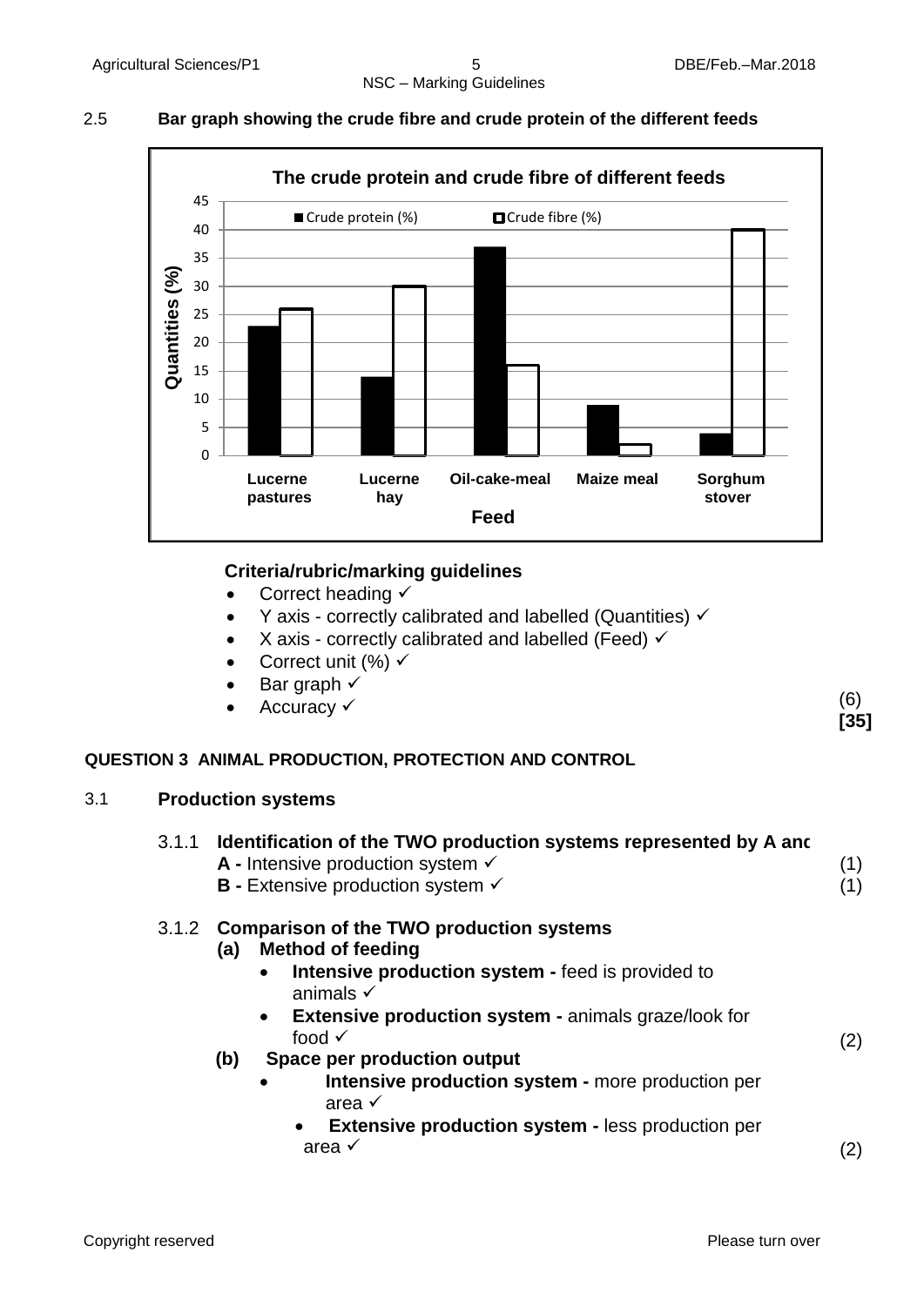2.5 **Bar graph showing the crude fibre and crude protein of the different feeds**

**The crude protein and crude fibre of different feeds**

| Feed | Crude protein (%) | Crude fibre (%) |
|---|---|---|
| Lucerne pastures | 23 | 26 |
| Lucerne hay | 14 | 30 |
| Oil-cake-meal | 37 | 16 |
| Maize meal | 9 | 2 |
| Sorghum stover | 4 | 40 |

Y axis: Quantities (%) (0–45); X axis: Feed

**Criteria/rubric/marking guidelines**

- Correct heading ✓
- Y axis - correctly calibrated and labelled (Quantities) ✓
- X axis - correctly calibrated and labelled (Feed) ✓
- Correct unit (%) ✓
- Bar graph ✓
- Accuracy ✓ (6)

**[35]**

## QUESTION 3 ANIMAL PRODUCTION, PROTECTION AND CONTROL

### 3.1 Production systems

3.1.1 **Identification of the TWO production systems represented by A and**

**A -** Intensive production system ✓ (1)

**B -** Extensive production system ✓ (1)

3.1.2 **Comparison of the TWO production systems**

**(a) Method of feeding**

- **Intensive production system -** feed is provided to animals ✓
- **Extensive production system -** animals graze/look for food ✓ (2)

**(b) Space per production output**

- **Intensive production system -** more production per area ✓
- **Extensive production system -** less production per area ✓ (2)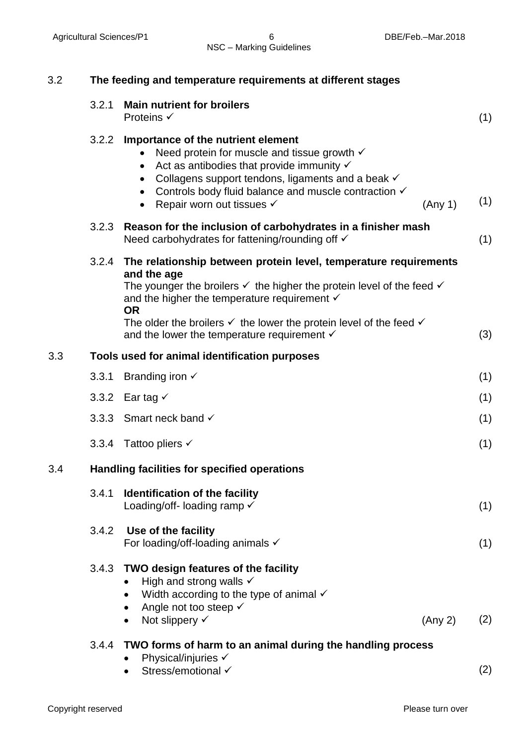### 3.2 The feeding and temperature requirements at different stages

**3.2.1 Main nutrient for broilers**

Proteins ✓ (1)

**3.2.2 Importance of the nutrient element**

- Need protein for muscle and tissue growth ✓
- Act as antibodies that provide immunity ✓
- Collagens support tendons, ligaments and a beak ✓
- Controls body fluid balance and muscle contraction ✓
- Repair worn out tissues ✓ (Any 1) (1)

**3.2.3 Reason for the inclusion of carbohydrates in a finisher mash**

Need carbohydrates for fattening/rounding off ✓ (1)

**3.2.4 The relationship between protein level, temperature requirements and the age**

The younger the broilers ✓ the higher the protein level of the feed ✓ and the higher the temperature requirement ✓

**OR**

The older the broilers ✓ the lower the protein level of the feed ✓ and the lower the temperature requirement ✓ (3)

### 3.3 Tools used for animal identification purposes

3.3.1 Branding iron ✓ (1)

3.3.2 Ear tag ✓ (1)

3.3.3 Smart neck band ✓ (1)

3.3.4 Tattoo pliers ✓ (1)

### 3.4 Handling facilities for specified operations

**3.4.1 Identification of the facility**

Loading/off- loading ramp ✓ (1)

**3.4.2 Use of the facility**

For loading/off-loading animals ✓ (1)

**3.4.3 TWO design features of the facility**

- High and strong walls ✓
- Width according to the type of animal ✓
- Angle not too steep ✓
- Not slippery ✓ (Any 2) (2)

**3.4.4 TWO forms of harm to an animal during the handling process**

- Physical/injuries ✓
- Stress/emotional ✓ (2)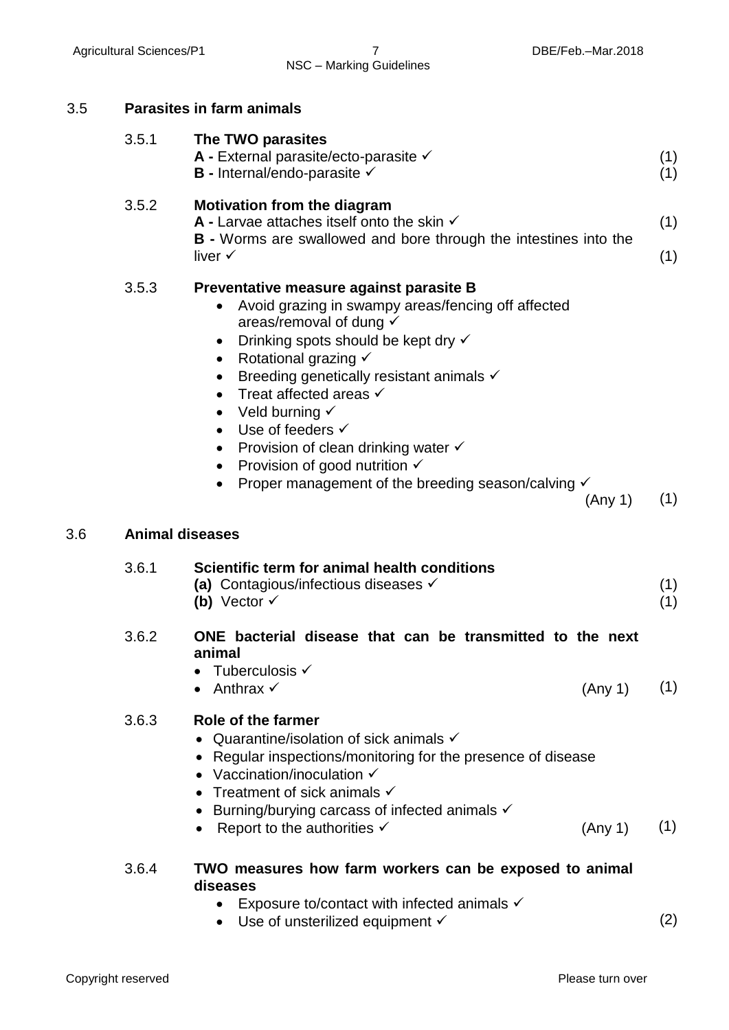## 3.5 Parasites in farm animals

**3.5.1 The TWO parasites**

**A -** External parasite/ecto-parasite ✓ (1)

**B -** Internal/endo-parasite ✓ (1)

**3.5.2 Motivation from the diagram**

**A -** Larvae attaches itself onto the skin ✓ (1)

**B -** Worms are swallowed and bore through the intestines into the liver ✓ (1)

**3.5.3 Preventative measure against parasite B**

- Avoid grazing in swampy areas/fencing off affected areas/removal of dung ✓
- Drinking spots should be kept dry ✓
- Rotational grazing ✓
- Breeding genetically resistant animals ✓
- Treat affected areas ✓
- Veld burning ✓
- Use of feeders ✓
- Provision of clean drinking water ✓
- Provision of good nutrition ✓
- Proper management of the breeding season/calving ✓

(Any 1) (1)

## 3.6 Animal diseases

**3.6.1 Scientific term for animal health conditions**

**(a)** Contagious/infectious diseases ✓ (1)

**(b)** Vector ✓ (1)

**3.6.2 ONE bacterial disease that can be transmitted to the next animal**

- Tuberculosis ✓
- Anthrax ✓

(Any 1) (1)

**3.6.3 Role of the farmer**

- Quarantine/isolation of sick animals ✓
- Regular inspections/monitoring for the presence of disease
- Vaccination/inoculation ✓
- Treatment of sick animals ✓
- Burning/burying carcass of infected animals ✓
- Report to the authorities ✓

(Any 1) (1)

**3.6.4 TWO measures how farm workers can be exposed to animal diseases**

- Exposure to/contact with infected animals ✓
- Use of unsterilized equipment ✓

(2)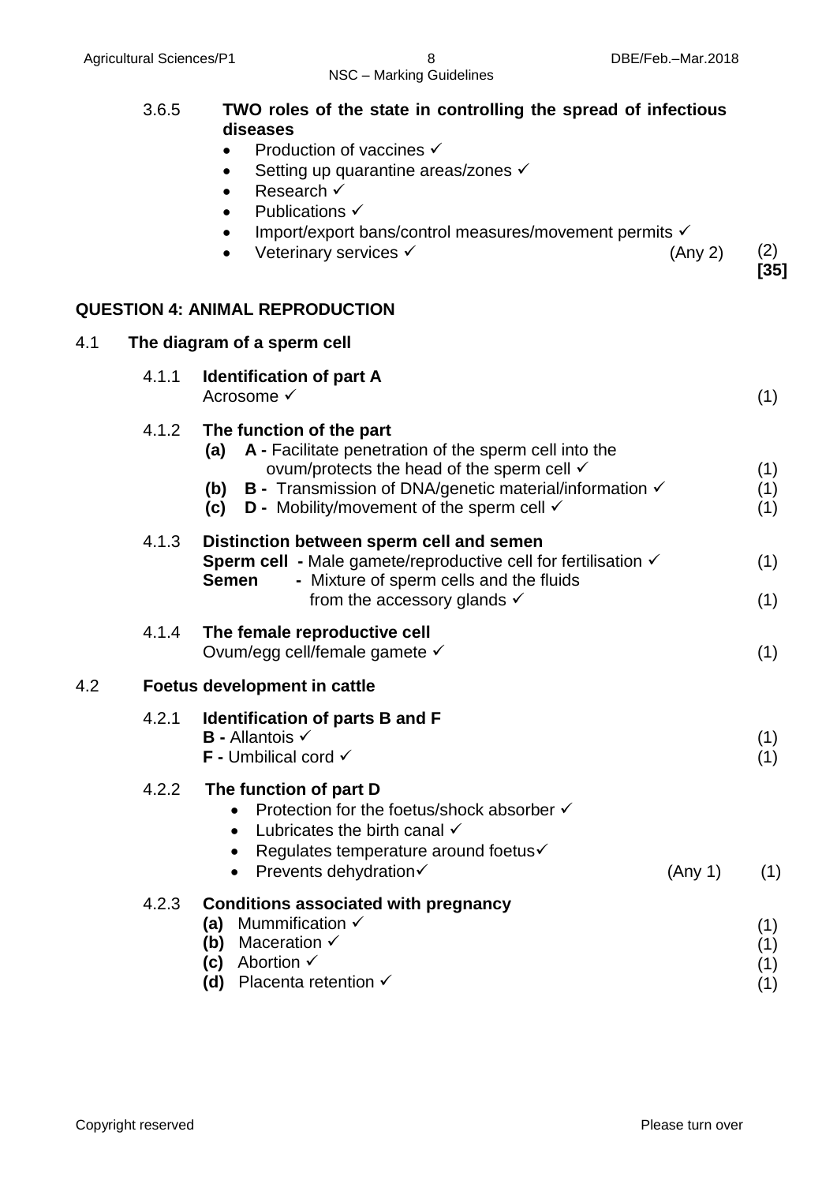3.6.5 **TWO roles of the state in controlling the spread of infectious diseases**

- Production of vaccines ✓
- Setting up quarantine areas/zones ✓
- Research ✓
- Publications ✓
- Import/export bans/control measures/movement permits ✓
- Veterinary services ✓ (Any 2) (2)

**[35]**

## QUESTION 4: ANIMAL REPRODUCTION

### 4.1 The diagram of a sperm cell

4.1.1 **Identification of part A**
Acrosome ✓ (1)

4.1.2 **The function of the part**

**(a)** **A -** Facilitate penetration of the sperm cell into the ovum/protects the head of the sperm cell ✓ (1)
**(b)** **B -** Transmission of DNA/genetic material/information ✓ (1)
**(c)** **D -** Mobility/movement of the sperm cell ✓ (1)

4.1.3 **Distinction between sperm cell and semen**
**Sperm cell** - Male gamete/reproductive cell for fertilisation ✓ (1)
**Semen** - Mixture of sperm cells and the fluids from the accessory glands ✓ (1)

4.1.4 **The female reproductive cell**
Ovum/egg cell/female gamete ✓ (1)

### 4.2 Foetus development in cattle

4.2.1 **Identification of parts B and F**
**B -** Allantois ✓ (1)
**F -** Umbilical cord ✓ (1)

4.2.2 **The function of part D**

- Protection for the foetus/shock absorber ✓
- Lubricates the birth canal ✓
- Regulates temperature around foetus✓
- Prevents dehydration✓ (Any 1) (1)

4.2.3 **Conditions associated with pregnancy**

**(a)** Mummification ✓ (1)
**(b)** Maceration ✓ (1)
**(c)** Abortion ✓ (1)
**(d)** Placenta retention ✓ (1)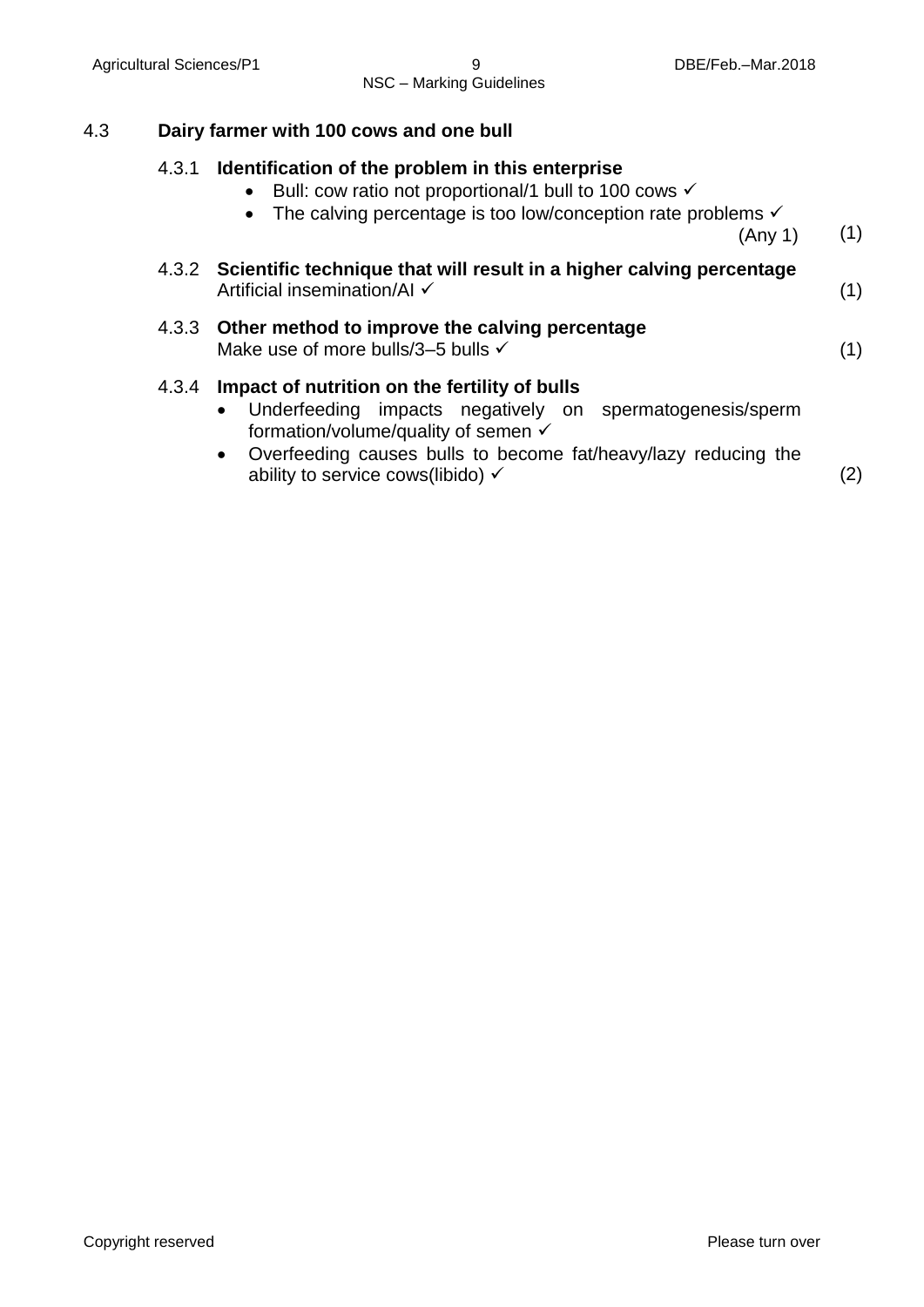4.3 **Dairy farmer with 100 cows and one bull**

4.3.1 **Identification of the problem in this enterprise**

- Bull: cow ratio not proportional/1 bull to 100 cows ✓
- The calving percentage is too low/conception rate problems ✓

(Any 1) (1)

4.3.2 **Scientific technique that will result in a higher calving percentage**

Artificial insemination/AI ✓ (1)

4.3.3 **Other method to improve the calving percentage**

Make use of more bulls/3–5 bulls ✓ (1)

4.3.4 **Impact of nutrition on the fertility of bulls**

- Underfeeding impacts negatively on spermatogenesis/sperm formation/volume/quality of semen ✓
- Overfeeding causes bulls to become fat/heavy/lazy reducing the ability to service cows(libido) ✓

(2)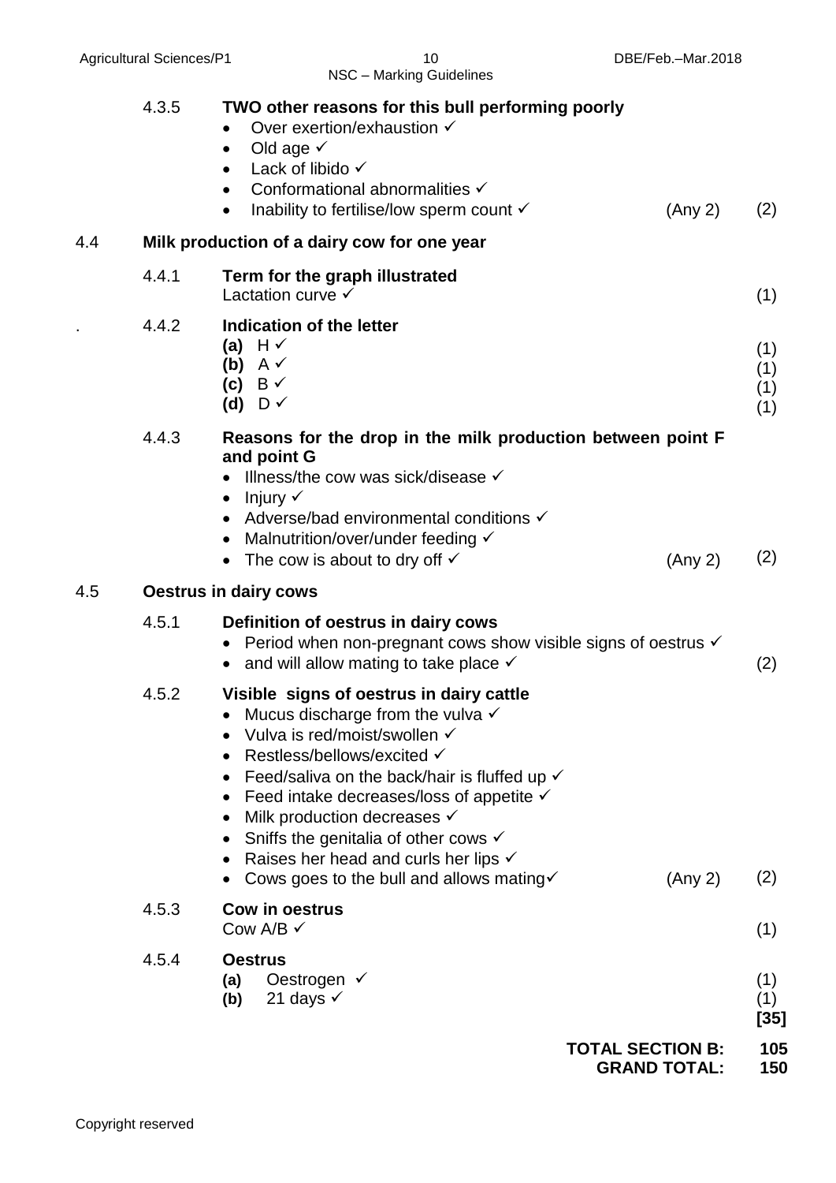4.3.5 **TWO other reasons for this bull performing poorly**

- Over exertion/exhaustion ✓
- Old age ✓
- Lack of libido ✓
- Conformational abnormalities ✓
- Inability to fertilise/low sperm count ✓ (Any 2) (2)

## 4.4 Milk production of a dairy cow for one year

4.4.1 **Term for the graph illustrated**

Lactation curve ✓ (1)

4.4.2 **Indication of the letter**

**(a)** H ✓ (1)
**(b)** A ✓ (1)
**(c)** B ✓ (1)
**(d)** D ✓ (1)

4.4.3 **Reasons for the drop in the milk production between point F and point G**

- Illness/the cow was sick/disease ✓
- Injury ✓
- Adverse/bad environmental conditions ✓
- Malnutrition/over/under feeding ✓
- The cow is about to dry off ✓ (Any 2) (2)

## 4.5 Oestrus in dairy cows

4.5.1 **Definition of oestrus in dairy cows**

- Period when non-pregnant cows show visible signs of oestrus ✓
- and will allow mating to take place ✓ (2)

4.5.2 **Visible signs of oestrus in dairy cattle**

- Mucus discharge from the vulva ✓
- Vulva is red/moist/swollen ✓
- Restless/bellows/excited ✓
- Feed/saliva on the back/hair is fluffed up ✓
- Feed intake decreases/loss of appetite ✓
- Milk production decreases ✓
- Sniffs the genitalia of other cows ✓
- Raises her head and curls her lips ✓
- Cows goes to the bull and allows mating✓ (Any 2) (2)

4.5.3 **Cow in oestrus**

Cow A/B ✓ (1)

4.5.4 **Oestrus**

**(a)** Oestrogen ✓ (1)
**(b)** 21 days ✓ (1)

**[35]**

**TOTAL SECTION B: 105**
**GRAND TOTAL: 150**